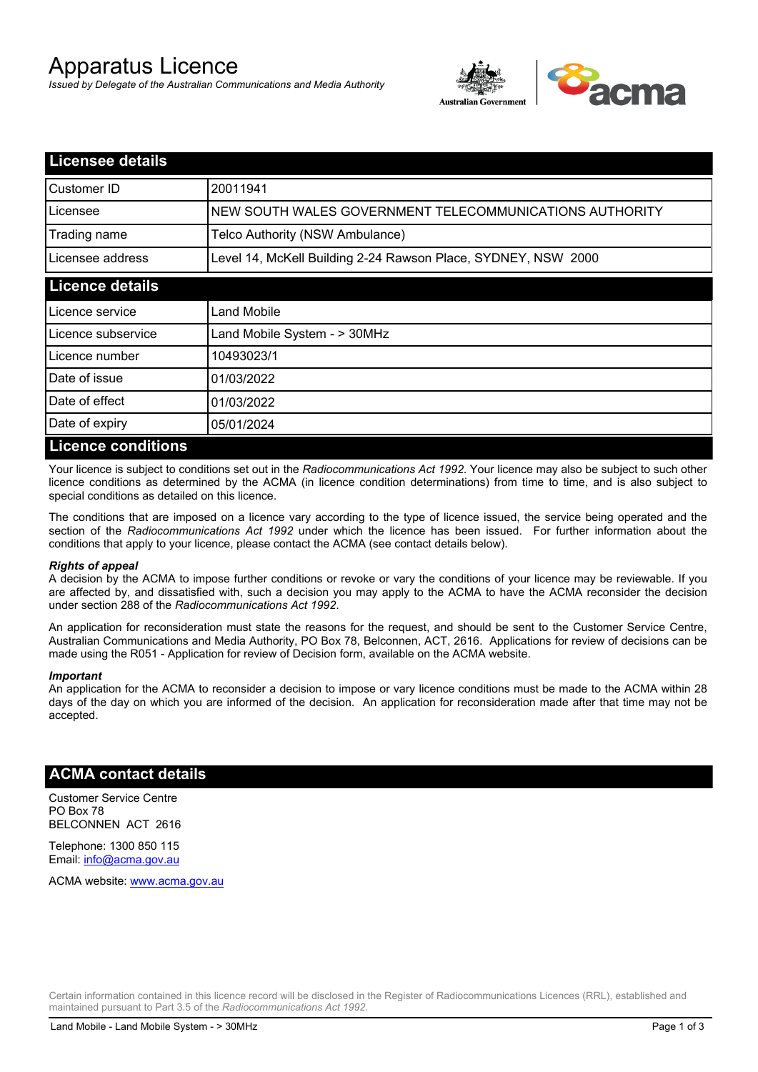# Apparatus Licence

*Issued by Delegate of the Australian Communications and Media Authority*

## Licensee details

| | |
|---|---|
| Customer ID | 20011941 |
| Licensee | NEW SOUTH WALES GOVERNMENT TELECOMMUNICATIONS AUTHORITY |
| Trading name | Telco Authority (NSW Ambulance) |
| Licensee address | Level 14, McKell Building 2-24 Rawson Place, SYDNEY, NSW 2000 |

## Licence details

| | |
|---|---|
| Licence service | Land Mobile |
| Licence subservice | Land Mobile System - > 30MHz |
| Licence number | 10493023/1 |
| Date of issue | 01/03/2022 |
| Date of effect | 01/03/2022 |
| Date of expiry | 05/01/2024 |

## Licence conditions

Your licence is subject to conditions set out in the *Radiocommunications Act 1992*. Your licence may also be subject to such other licence conditions as determined by the ACMA (in licence condition determinations) from time to time, and is also subject to special conditions as detailed on this licence.

The conditions that are imposed on a licence vary according to the type of licence issued, the service being operated and the section of the *Radiocommunications Act 1992* under which the licence has been issued. For further information about the conditions that apply to your licence, please contact the ACMA (see contact details below).

***Rights of appeal***

A decision by the ACMA to impose further conditions or revoke or vary the conditions of your licence may be reviewable. If you are affected by, and dissatisfied with, such a decision you may apply to the ACMA to have the ACMA reconsider the decision under section 288 of the *Radiocommunications Act 1992*.

An application for reconsideration must state the reasons for the request, and should be sent to the Customer Service Centre, Australian Communications and Media Authority, PO Box 78, Belconnen, ACT, 2616. Applications for review of decisions can be made using the R051 - Application for review of Decision form, available on the ACMA website.

***Important***

An application for the ACMA to reconsider a decision to impose or vary licence conditions must be made to the ACMA within 28 days of the day on which you are informed of the decision. An application for reconsideration made after that time may not be accepted.

## ACMA contact details

Customer Service Centre
PO Box 78
BELCONNEN ACT 2616

Telephone: 1300 850 115
Email: info@acma.gov.au

ACMA website: www.acma.gov.au

Certain information contained in this licence record will be disclosed in the Register of Radiocommunications Licences (RRL), established and maintained pursuant to Part 3.5 of the *Radiocommunications Act 1992.*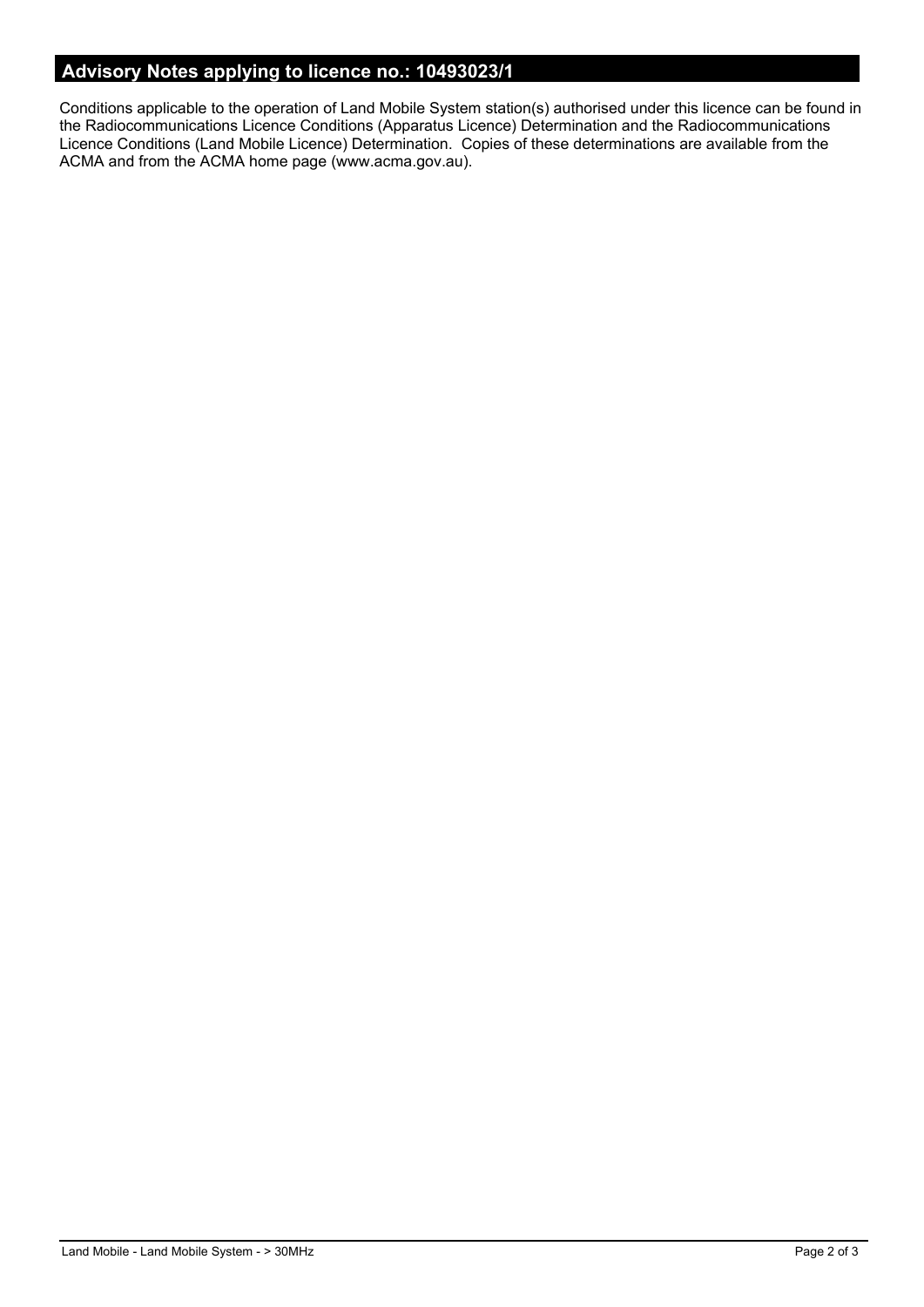## Advisory Notes applying to licence no.: 10493023/1

Conditions applicable to the operation of Land Mobile System station(s) authorised under this licence can be found in the Radiocommunications Licence Conditions (Apparatus Licence) Determination and the Radiocommunications Licence Conditions (Land Mobile Licence) Determination. Copies of these determinations are available from the ACMA and from the ACMA home page (www.acma.gov.au).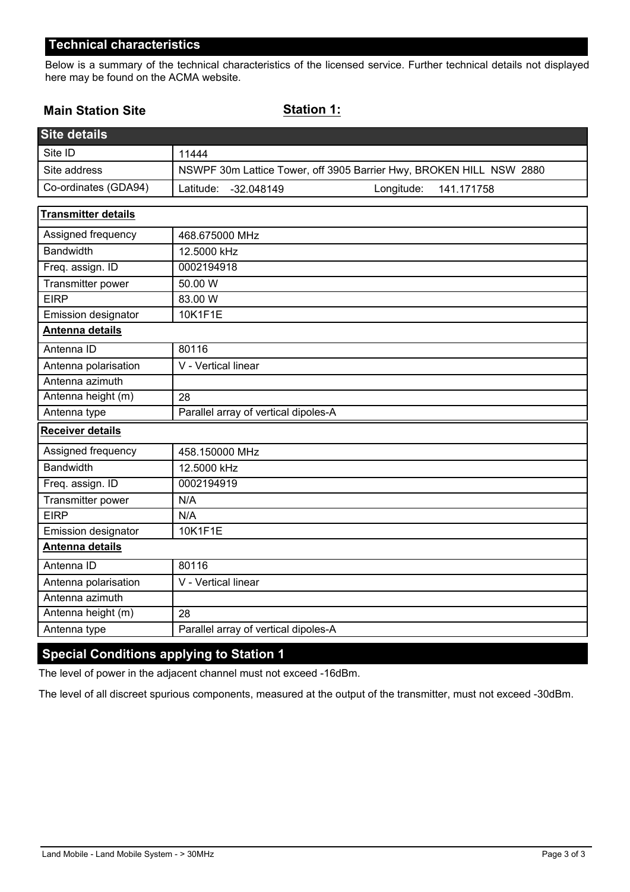## Technical characteristics

Below is a summary of the technical characteristics of the licensed service. Further technical details not displayed here may be found on the ACMA website.

**Main Station Site** **Station 1:**

| Site details | |
|---|---|
| Site ID | 11444 |
| Site address | NSWPF 30m Lattice Tower, off 3905 Barrier Hwy, BROKEN HILL NSW 2880 |
| Co-ordinates (GDA94) | Latitude: -32.048149 Longitude: 141.171758 |

| Transmitter details | |
|---|---|
| Assigned frequency | 468.675000 MHz |
| Bandwidth | 12.5000 kHz |
| Freq. assign. ID | 0002194918 |
| Transmitter power | 50.00 W |
| EIRP | 83.00 W |
| Emission designator | 10K1F1E |
| **Antenna details** | |
| Antenna ID | 80116 |
| Antenna polarisation | V - Vertical linear |
| Antenna azimuth | |
| Antenna height (m) | 28 |
| Antenna type | Parallel array of vertical dipoles-A |

| Receiver details | |
|---|---|
| Assigned frequency | 458.150000 MHz |
| Bandwidth | 12.5000 kHz |
| Freq. assign. ID | 0002194919 |
| Transmitter power | N/A |
| EIRP | N/A |
| Emission designator | 10K1F1E |
| **Antenna details** | |
| Antenna ID | 80116 |
| Antenna polarisation | V - Vertical linear |
| Antenna azimuth | |
| Antenna height (m) | 28 |
| Antenna type | Parallel array of vertical dipoles-A |

## Special Conditions applying to Station 1

The level of power in the adjacent channel must not exceed -16dBm.

The level of all discreet spurious components, measured at the output of the transmitter, must not exceed -30dBm.